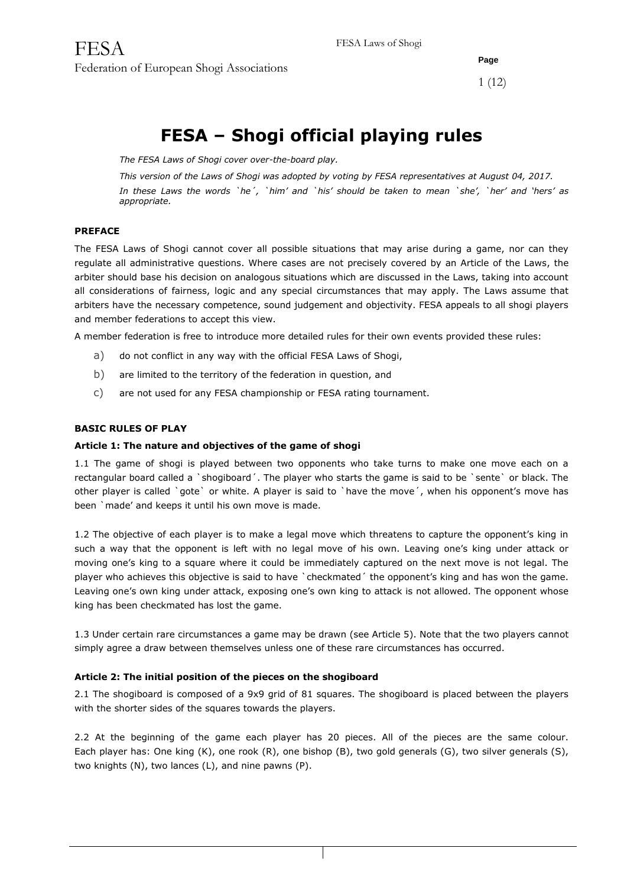# FESA – Shogi official playing rules

*The FESA Laws of Shogi cover over-the-board play.*

*This version of the Laws of Shogi was adopted by voting by FESA representatives at August 04, 2017.*

*In these Laws the words `he´, `him' and `his' should be taken to mean `she', `her' and 'hers' as appropriate.*

**PREFACE**

The FESA Laws of Shogi cannot cover all possible situations that may arise during a game, nor can they regulate all administrative questions. Where cases are not precisely covered by an Article of the Laws, the arbiter should base his decision on analogous situations which are discussed in the Laws, taking into account all considerations of fairness, logic and any special circumstances that may apply. The Laws assume that arbiters have the necessary competence, sound judgement and objectivity. FESA appeals to all shogi players and member federations to accept this view.

A member federation is free to introduce more detailed rules for their own events provided these rules:

a) do not conflict in any way with the official FESA Laws of Shogi,

b) are limited to the territory of the federation in question, and

c) are not used for any FESA championship or FESA rating tournament.

**BASIC RULES OF PLAY**

**Article 1: The nature and objectives of the game of shogi**

1.1 The game of shogi is played between two opponents who take turns to make one move each on a rectangular board called a `shogiboard´. The player who starts the game is said to be `sente` or black. The other player is called `gote` or white. A player is said to `have the move´, when his opponent's move has been `made' and keeps it until his own move is made.

1.2 The objective of each player is to make a legal move which threatens to capture the opponent's king in such a way that the opponent is left with no legal move of his own. Leaving one's king under attack or moving one's king to a square where it could be immediately captured on the next move is not legal. The player who achieves this objective is said to have `checkmated´ the opponent's king and has won the game. Leaving one's own king under attack, exposing one's own king to attack is not allowed. The opponent whose king has been checkmated has lost the game.

1.3 Under certain rare circumstances a game may be drawn (see Article 5). Note that the two players cannot simply agree a draw between themselves unless one of these rare circumstances has occurred.

**Article 2: The initial position of the pieces on the shogiboard**

2.1 The shogiboard is composed of a 9x9 grid of 81 squares. The shogiboard is placed between the players with the shorter sides of the squares towards the players.

2.2 At the beginning of the game each player has 20 pieces. All of the pieces are the same colour. Each player has: One king (K), one rook (R), one bishop (B), two gold generals (G), two silver generals (S), two knights (N), two lances (L), and nine pawns (P).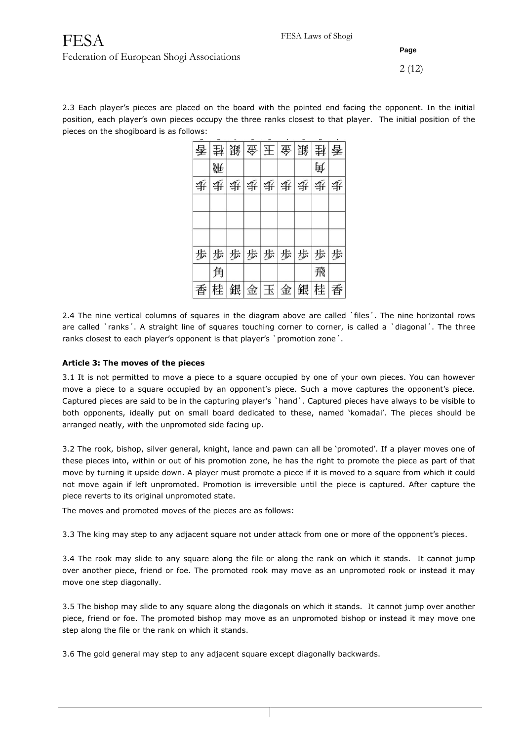2.3 Each player's pieces are placed on the board with the pointed end facing the opponent. In the initial position, each player's own pieces occupy the three ranks closest to that player. The initial position of the pieces on the shogiboard is as follows:

| 香 | 桂 | 銀 | 金 | 王 | 金 | 銀 | 桂 | 香 |
|---|---|---|---|---|---|---|---|---|
| | 飛 | | | | | | 角 | |
| 歩 | 歩 | 歩 | 歩 | 歩 | 歩 | 歩 | 歩 | 歩 |
| | | | | | | | | |
| | | | | | | | | |
| | | | | | | | | |
| 歩 | 歩 | 歩 | 歩 | 歩 | 歩 | 歩 | 歩 | 歩 |
| | 角 | | | | | | 飛 | |
| 香 | 桂 | 銀 | 金 | 玉 | 金 | 銀 | 桂 | 香 |

2.4 The nine vertical columns of squares in the diagram above are called `files´. The nine horizontal rows are called `ranks´. A straight line of squares touching corner to corner, is called a `diagonal´. The three ranks closest to each player's opponent is that player's `promotion zone´.

**Article 3: The moves of the pieces**

3.1 It is not permitted to move a piece to a square occupied by one of your own pieces. You can however move a piece to a square occupied by an opponent's piece. Such a move captures the opponent's piece. Captured pieces are said to be in the capturing player's `hand`. Captured pieces have always to be visible to both opponents, ideally put on small board dedicated to these, named 'komadai'. The pieces should be arranged neatly, with the unpromoted side facing up.

3.2 The rook, bishop, silver general, knight, lance and pawn can all be 'promoted'. If a player moves one of these pieces into, within or out of his promotion zone, he has the right to promote the piece as part of that move by turning it upside down. A player must promote a piece if it is moved to a square from which it could not move again if left unpromoted. Promotion is irreversible until the piece is captured. After capture the piece reverts to its original unpromoted state.

The moves and promoted moves of the pieces are as follows:

3.3 The king may step to any adjacent square not under attack from one or more of the opponent's pieces.

3.4 The rook may slide to any square along the file or along the rank on which it stands. It cannot jump over another piece, friend or foe. The promoted rook may move as an unpromoted rook or instead it may move one step diagonally.

3.5 The bishop may slide to any square along the diagonals on which it stands. It cannot jump over another piece, friend or foe. The promoted bishop may move as an unpromoted bishop or instead it may move one step along the file or the rank on which it stands.

3.6 The gold general may step to any adjacent square except diagonally backwards.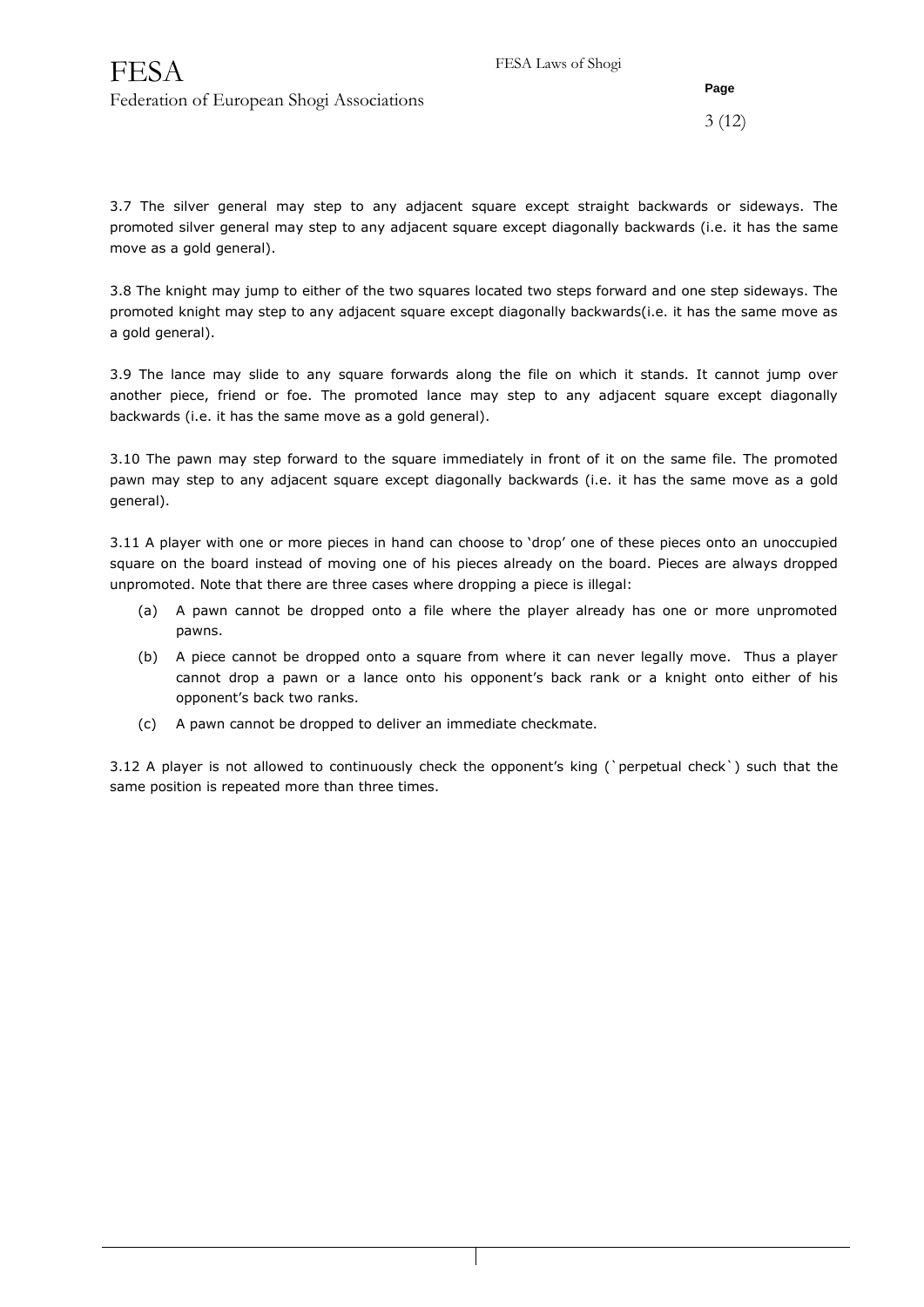3.7 The silver general may step to any adjacent square except straight backwards or sideways. The promoted silver general may step to any adjacent square except diagonally backwards (i.e. it has the same move as a gold general).

3.8 The knight may jump to either of the two squares located two steps forward and one step sideways. The promoted knight may step to any adjacent square except diagonally backwards(i.e. it has the same move as a gold general).

3.9 The lance may slide to any square forwards along the file on which it stands. It cannot jump over another piece, friend or foe. The promoted lance may step to any adjacent square except diagonally backwards (i.e. it has the same move as a gold general).

3.10 The pawn may step forward to the square immediately in front of it on the same file. The promoted pawn may step to any adjacent square except diagonally backwards (i.e. it has the same move as a gold general).

3.11 A player with one or more pieces in hand can choose to 'drop' one of these pieces onto an unoccupied square on the board instead of moving one of his pieces already on the board. Pieces are always dropped unpromoted. Note that there are three cases where dropping a piece is illegal:

(a) A pawn cannot be dropped onto a file where the player already has one or more unpromoted pawns.

(b) A piece cannot be dropped onto a square from where it can never legally move. Thus a player cannot drop a pawn or a lance onto his opponent's back rank or a knight onto either of his opponent's back two ranks.

(c) A pawn cannot be dropped to deliver an immediate checkmate.

3.12 A player is not allowed to continuously check the opponent's king (`perpetual check`) such that the same position is repeated more than three times.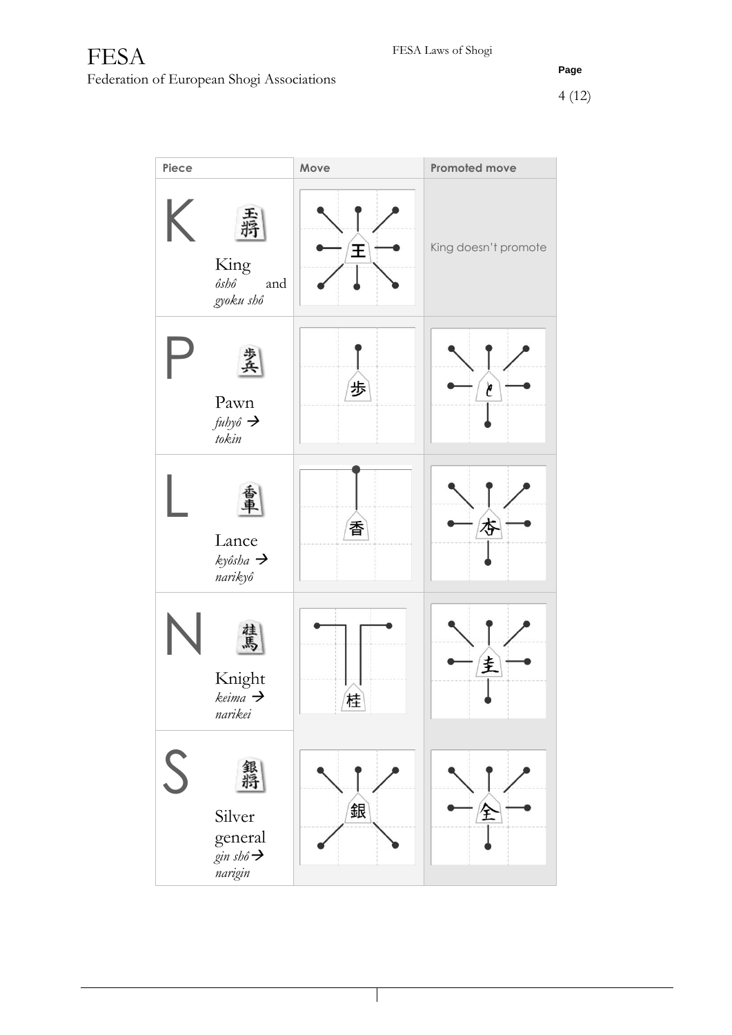| Piece | Move | Promoted move |
|---|---|---|
| K 王將 King *ôshô* and *gyoku shô* | 王 | King doesn't promote |
| P 歩兵 Pawn *fuhyô* → *tokin* | 歩 | と |
| L 香車 Lance *kyôsha* → *narikyô* | 香 | 杏 |
| N 桂馬 Knight *keima* → *narikei* | 桂 | 圭 |
| S 銀將 Silver general *gin shô*→ *narigin* | 銀 | 全 |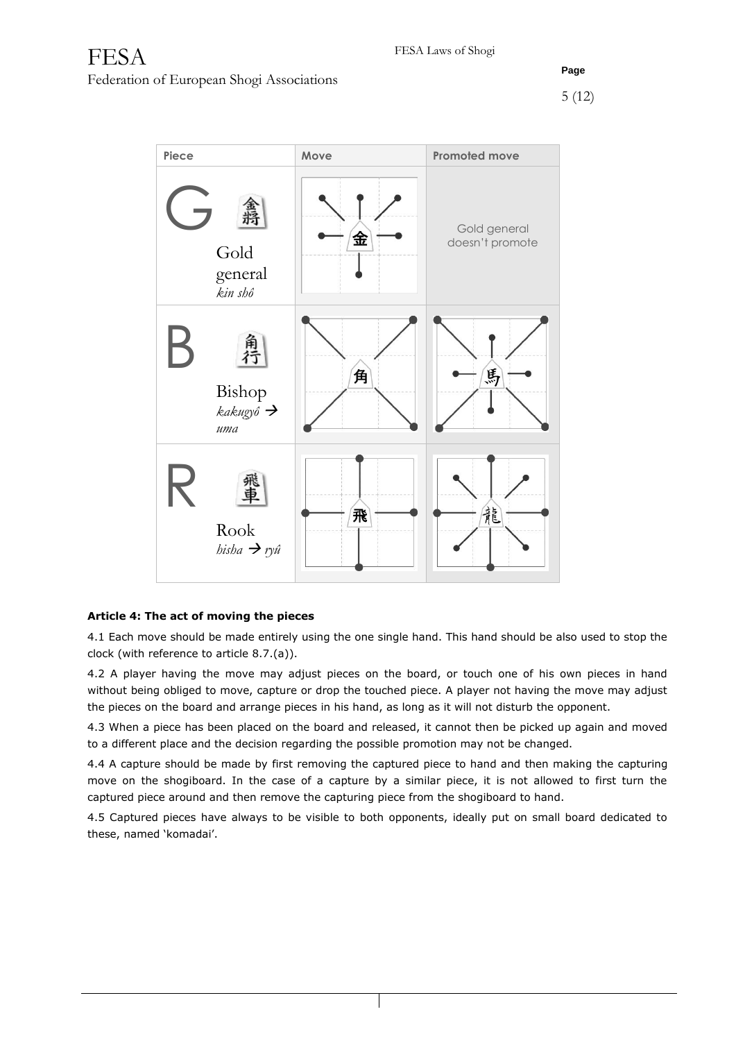| Piece | Move | Promoted move |
| --- | --- | --- |
| G 金將 Gold general *kin shô* | | Gold general doesn't promote |
| B 角行 Bishop *kakugyô* → *uma* | | |
| R 飛車 Rook *hisha* → *ryû* | | |

**Article 4: The act of moving the pieces**

4.1 Each move should be made entirely using the one single hand. This hand should be also used to stop the clock (with reference to article 8.7.(a)).

4.2 A player having the move may adjust pieces on the board, or touch one of his own pieces in hand without being obliged to move, capture or drop the touched piece. A player not having the move may adjust the pieces on the board and arrange pieces in his hand, as long as it will not disturb the opponent.

4.3 When a piece has been placed on the board and released, it cannot then be picked up again and moved to a different place and the decision regarding the possible promotion may not be changed.

4.4 A capture should be made by first removing the captured piece to hand and then making the capturing move on the shogiboard. In the case of a capture by a similar piece, it is not allowed to first turn the captured piece around and then remove the capturing piece from the shogiboard to hand.

4.5 Captured pieces have always to be visible to both opponents, ideally put on small board dedicated to these, named 'komadai'.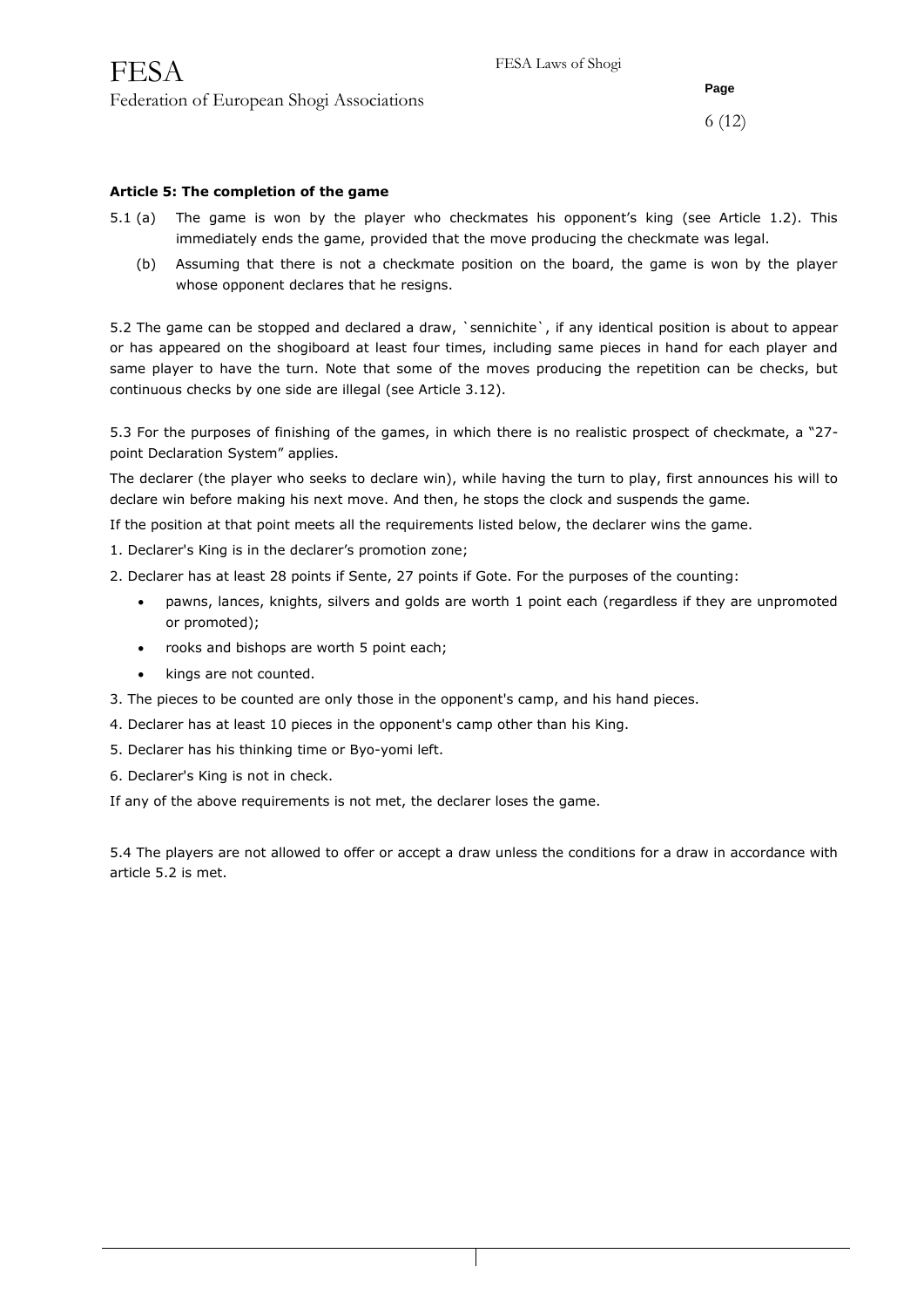**Article 5: The completion of the game**

5.1 (a) The game is won by the player who checkmates his opponent's king (see Article 1.2). This immediately ends the game, provided that the move producing the checkmate was legal.

(b) Assuming that there is not a checkmate position on the board, the game is won by the player whose opponent declares that he resigns.

5.2 The game can be stopped and declared a draw, `sennichite`, if any identical position is about to appear or has appeared on the shogiboard at least four times, including same pieces in hand for each player and same player to have the turn. Note that some of the moves producing the repetition can be checks, but continuous checks by one side are illegal (see Article 3.12).

5.3 For the purposes of finishing of the games, in which there is no realistic prospect of checkmate, a "27-point Declaration System" applies.

The declarer (the player who seeks to declare win), while having the turn to play, first announces his will to declare win before making his next move. And then, he stops the clock and suspends the game.

If the position at that point meets all the requirements listed below, the declarer wins the game.

1. Declarer's King is in the declarer's promotion zone;
2. Declarer has at least 28 points if Sente, 27 points if Gote. For the purposes of the counting:
   - pawns, lances, knights, silvers and golds are worth 1 point each (regardless if they are unpromoted or promoted);
   - rooks and bishops are worth 5 point each;
   - kings are not counted.
3. The pieces to be counted are only those in the opponent's camp, and his hand pieces.
4. Declarer has at least 10 pieces in the opponent's camp other than his King.
5. Declarer has his thinking time or Byo-yomi left.
6. Declarer's King is not in check.

If any of the above requirements is not met, the declarer loses the game.

5.4 The players are not allowed to offer or accept a draw unless the conditions for a draw in accordance with article 5.2 is met.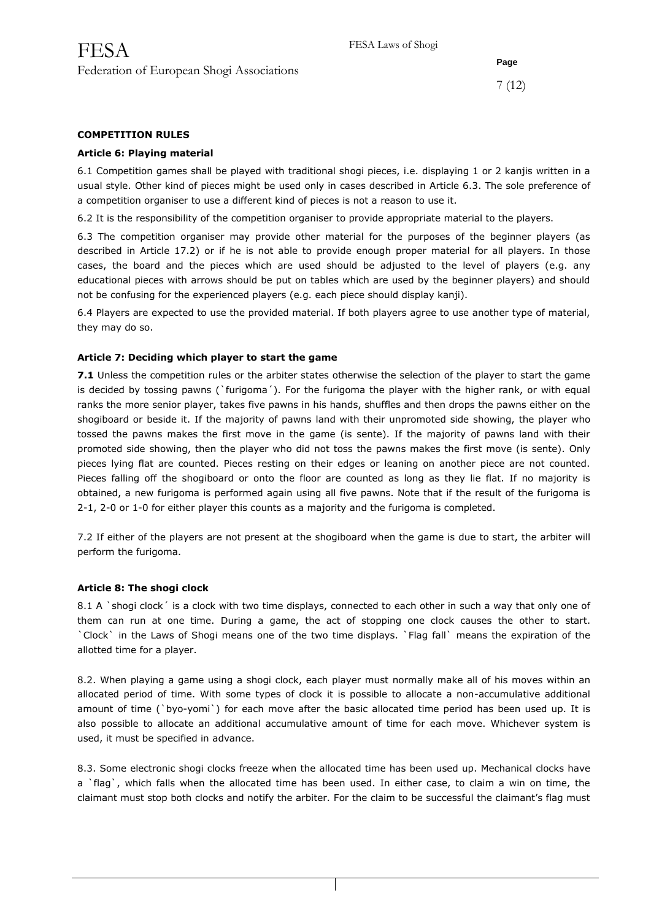**COMPETITION RULES**

**Article 6: Playing material**

6.1 Competition games shall be played with traditional shogi pieces, i.e. displaying 1 or 2 kanjis written in a usual style. Other kind of pieces might be used only in cases described in Article 6.3. The sole preference of a competition organiser to use a different kind of pieces is not a reason to use it.

6.2 It is the responsibility of the competition organiser to provide appropriate material to the players.

6.3 The competition organiser may provide other material for the purposes of the beginner players (as described in Article 17.2) or if he is not able to provide enough proper material for all players. In those cases, the board and the pieces which are used should be adjusted to the level of players (e.g. any educational pieces with arrows should be put on tables which are used by the beginner players) and should not be confusing for the experienced players (e.g. each piece should display kanji).

6.4 Players are expected to use the provided material. If both players agree to use another type of material, they may do so.

**Article 7: Deciding which player to start the game**

**7.1** Unless the competition rules or the arbiter states otherwise the selection of the player to start the game is decided by tossing pawns (`furigoma´). For the furigoma the player with the higher rank, or with equal ranks the more senior player, takes five pawns in his hands, shuffles and then drops the pawns either on the shogiboard or beside it. If the majority of pawns land with their unpromoted side showing, the player who tossed the pawns makes the first move in the game (is sente). If the majority of pawns land with their promoted side showing, then the player who did not toss the pawns makes the first move (is sente). Only pieces lying flat are counted. Pieces resting on their edges or leaning on another piece are not counted. Pieces falling off the shogiboard or onto the floor are counted as long as they lie flat. If no majority is obtained, a new furigoma is performed again using all five pawns. Note that if the result of the furigoma is 2-1, 2-0 or 1-0 for either player this counts as a majority and the furigoma is completed.

7.2 If either of the players are not present at the shogiboard when the game is due to start, the arbiter will perform the furigoma.

**Article 8: The shogi clock**

8.1 A `shogi clock´ is a clock with two time displays, connected to each other in such a way that only one of them can run at one time. During a game, the act of stopping one clock causes the other to start. `Clock` in the Laws of Shogi means one of the two time displays. `Flag fall` means the expiration of the allotted time for a player.

8.2. When playing a game using a shogi clock, each player must normally make all of his moves within an allocated period of time. With some types of clock it is possible to allocate a non-accumulative additional amount of time (`byo-yomi`) for each move after the basic allocated time period has been used up. It is also possible to allocate an additional accumulative amount of time for each move. Whichever system is used, it must be specified in advance.

8.3. Some electronic shogi clocks freeze when the allocated time has been used up. Mechanical clocks have a `flag`, which falls when the allocated time has been used. In either case, to claim a win on time, the claimant must stop both clocks and notify the arbiter. For the claim to be successful the claimant's flag must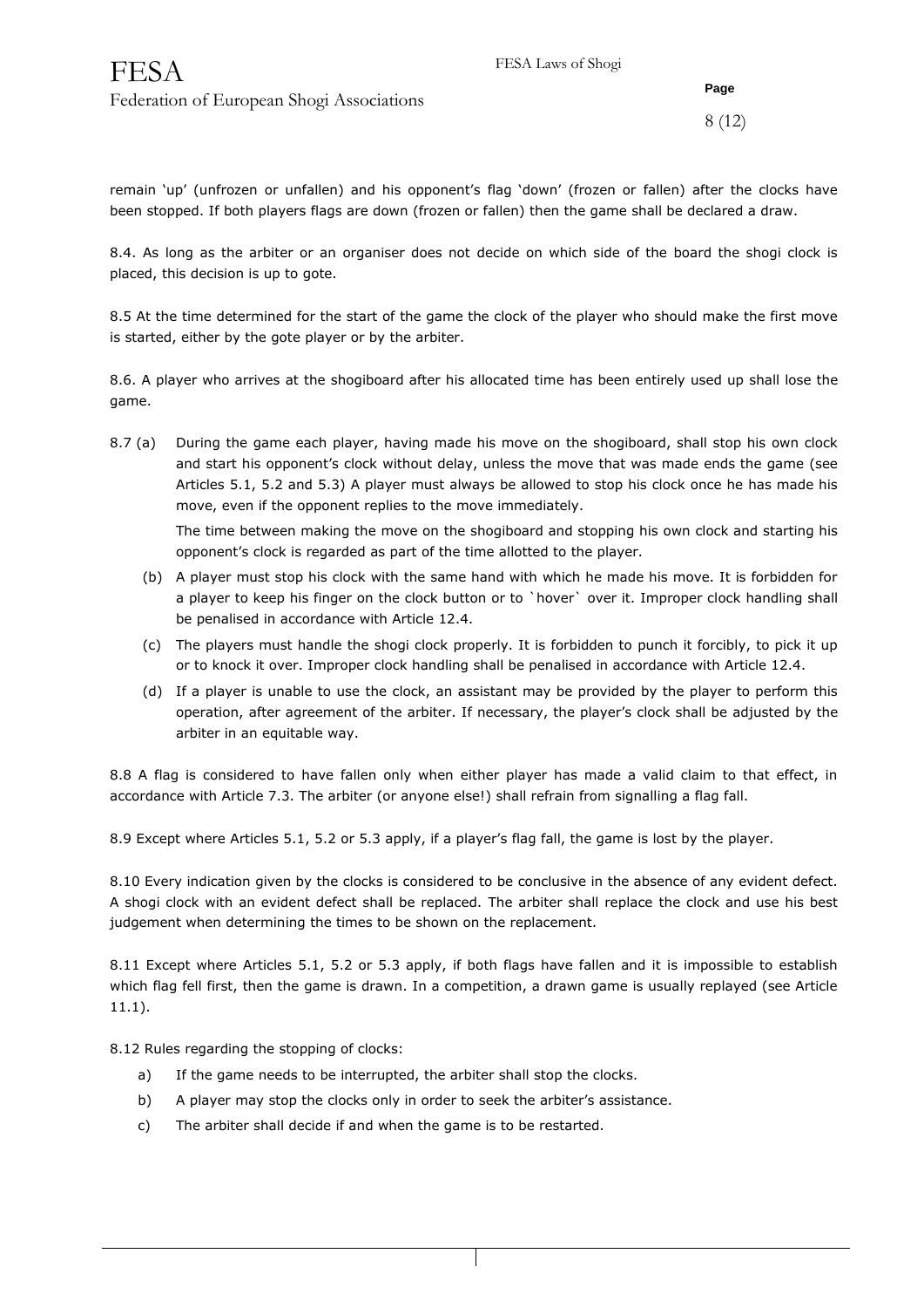remain ‘up’ (unfrozen or unfallen) and his opponent’s flag ‘down’ (frozen or fallen) after the clocks have been stopped. If both players flags are down (frozen or fallen) then the game shall be declared a draw.

8.4. As long as the arbiter or an organiser does not decide on which side of the board the shogi clock is placed, this decision is up to gote.

8.5 At the time determined for the start of the game the clock of the player who should make the first move is started, either by the gote player or by the arbiter.

8.6. A player who arrives at the shogiboard after his allocated time has been entirely used up shall lose the game.

8.7 (a) During the game each player, having made his move on the shogiboard, shall stop his own clock and start his opponent’s clock without delay, unless the move that was made ends the game (see Articles 5.1, 5.2 and 5.3) A player must always be allowed to stop his clock once he has made his move, even if the opponent replies to the move immediately.

The time between making the move on the shogiboard and stopping his own clock and starting his opponent’s clock is regarded as part of the time allotted to the player.

(b) A player must stop his clock with the same hand with which he made his move. It is forbidden for a player to keep his finger on the clock button or to `hover` over it. Improper clock handling shall be penalised in accordance with Article 12.4.

(c) The players must handle the shogi clock properly. It is forbidden to punch it forcibly, to pick it up or to knock it over. Improper clock handling shall be penalised in accordance with Article 12.4.

(d) If a player is unable to use the clock, an assistant may be provided by the player to perform this operation, after agreement of the arbiter. If necessary, the player’s clock shall be adjusted by the arbiter in an equitable way.

8.8 A flag is considered to have fallen only when either player has made a valid claim to that effect, in accordance with Article 7.3. The arbiter (or anyone else!) shall refrain from signalling a flag fall.

8.9 Except where Articles 5.1, 5.2 or 5.3 apply, if a player’s flag fall, the game is lost by the player.

8.10 Every indication given by the clocks is considered to be conclusive in the absence of any evident defect. A shogi clock with an evident defect shall be replaced. The arbiter shall replace the clock and use his best judgement when determining the times to be shown on the replacement.

8.11 Except where Articles 5.1, 5.2 or 5.3 apply, if both flags have fallen and it is impossible to establish which flag fell first, then the game is drawn. In a competition, a drawn game is usually replayed (see Article 11.1).

8.12 Rules regarding the stopping of clocks:

a) If the game needs to be interrupted, the arbiter shall stop the clocks.

b) A player may stop the clocks only in order to seek the arbiter’s assistance.

c) The arbiter shall decide if and when the game is to be restarted.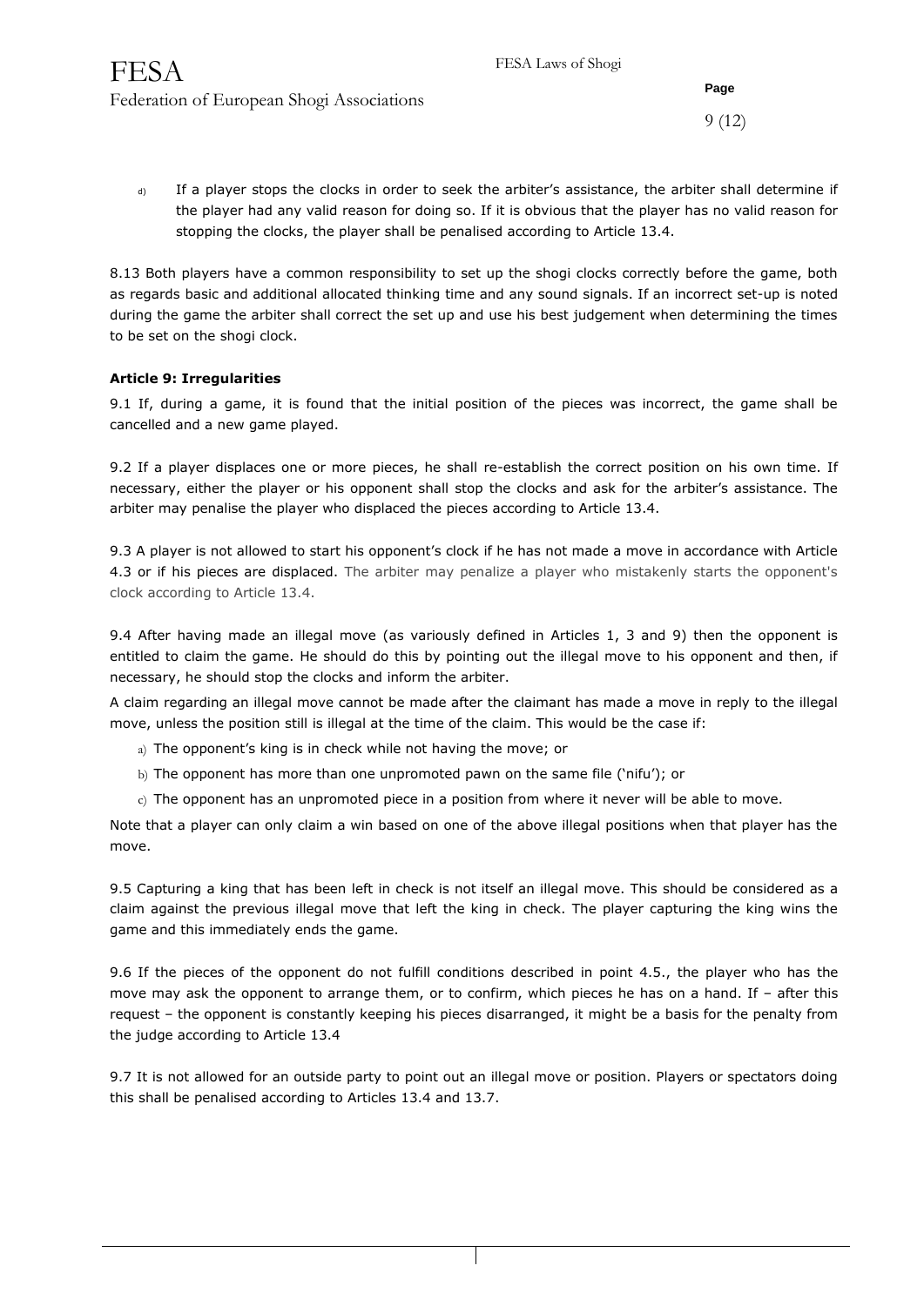d) If a player stops the clocks in order to seek the arbiter's assistance, the arbiter shall determine if the player had any valid reason for doing so. If it is obvious that the player has no valid reason for stopping the clocks, the player shall be penalised according to Article 13.4.

8.13 Both players have a common responsibility to set up the shogi clocks correctly before the game, both as regards basic and additional allocated thinking time and any sound signals. If an incorrect set-up is noted during the game the arbiter shall correct the set up and use his best judgement when determining the times to be set on the shogi clock.

**Article 9: Irregularities**

9.1 If, during a game, it is found that the initial position of the pieces was incorrect, the game shall be cancelled and a new game played.

9.2 If a player displaces one or more pieces, he shall re-establish the correct position on his own time. If necessary, either the player or his opponent shall stop the clocks and ask for the arbiter's assistance. The arbiter may penalise the player who displaced the pieces according to Article 13.4.

9.3 A player is not allowed to start his opponent's clock if he has not made a move in accordance with Article 4.3 or if his pieces are displaced. The arbiter may penalize a player who mistakenly starts the opponent's clock according to Article 13.4.

9.4 After having made an illegal move (as variously defined in Articles 1, 3 and 9) then the opponent is entitled to claim the game. He should do this by pointing out the illegal move to his opponent and then, if necessary, he should stop the clocks and inform the arbiter.

A claim regarding an illegal move cannot be made after the claimant has made a move in reply to the illegal move, unless the position still is illegal at the time of the claim. This would be the case if:

a) The opponent's king is in check while not having the move; or
b) The opponent has more than one unpromoted pawn on the same file ('nifu'); or
c) The opponent has an unpromoted piece in a position from where it never will be able to move.

Note that a player can only claim a win based on one of the above illegal positions when that player has the move.

9.5 Capturing a king that has been left in check is not itself an illegal move. This should be considered as a claim against the previous illegal move that left the king in check. The player capturing the king wins the game and this immediately ends the game.

9.6 If the pieces of the opponent do not fulfill conditions described in point 4.5., the player who has the move may ask the opponent to arrange them, or to confirm, which pieces he has on a hand. If – after this request – the opponent is constantly keeping his pieces disarranged, it might be a basis for the penalty from the judge according to Article 13.4

9.7 It is not allowed for an outside party to point out an illegal move or position. Players or spectators doing this shall be penalised according to Articles 13.4 and 13.7.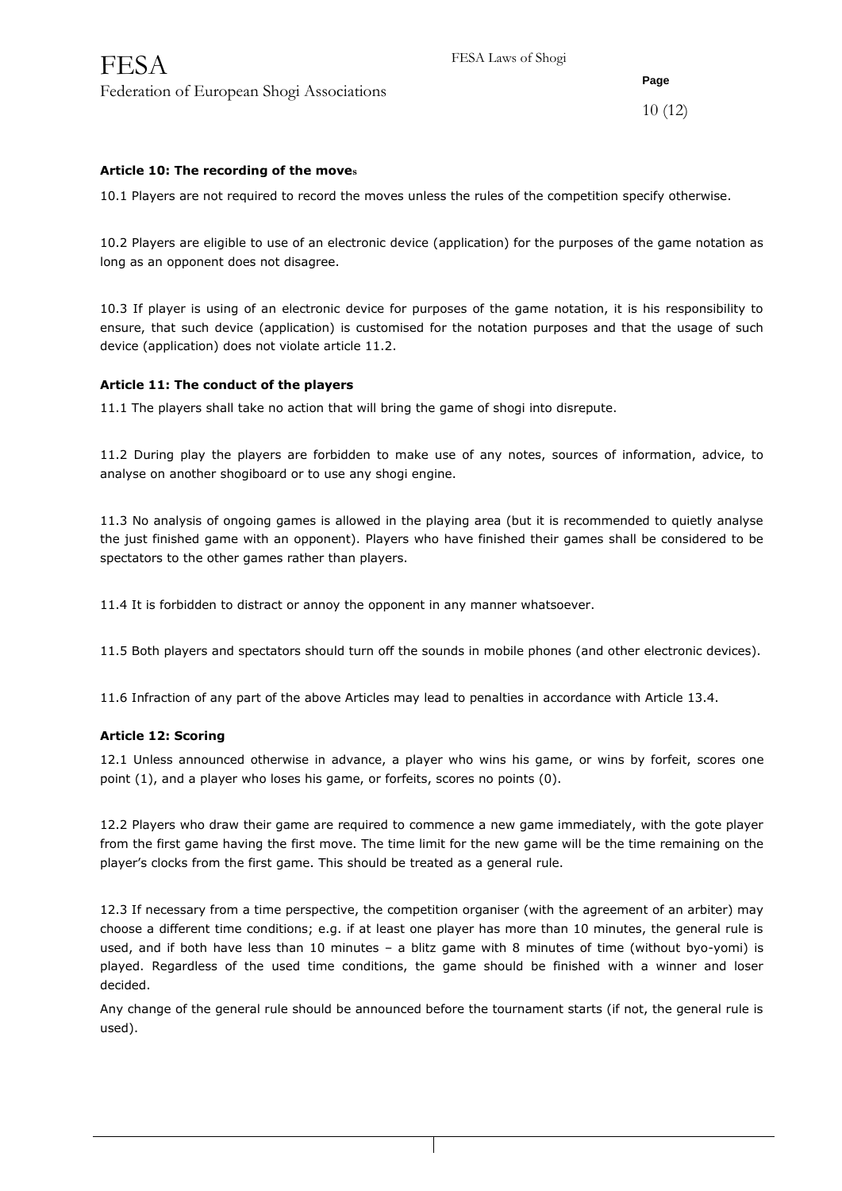### Article 10: The recording of the moves

10.1 Players are not required to record the moves unless the rules of the competition specify otherwise.

10.2 Players are eligible to use of an electronic device (application) for the purposes of the game notation as long as an opponent does not disagree.

10.3 If player is using of an electronic device for purposes of the game notation, it is his responsibility to ensure, that such device (application) is customised for the notation purposes and that the usage of such device (application) does not violate article 11.2.

### Article 11: The conduct of the players

11.1 The players shall take no action that will bring the game of shogi into disrepute.

11.2 During play the players are forbidden to make use of any notes, sources of information, advice, to analyse on another shogiboard or to use any shogi engine.

11.3 No analysis of ongoing games is allowed in the playing area (but it is recommended to quietly analyse the just finished game with an opponent). Players who have finished their games shall be considered to be spectators to the other games rather than players.

11.4 It is forbidden to distract or annoy the opponent in any manner whatsoever.

11.5 Both players and spectators should turn off the sounds in mobile phones (and other electronic devices).

11.6 Infraction of any part of the above Articles may lead to penalties in accordance with Article 13.4.

### Article 12: Scoring

12.1 Unless announced otherwise in advance, a player who wins his game, or wins by forfeit, scores one point (1), and a player who loses his game, or forfeits, scores no points (0).

12.2 Players who draw their game are required to commence a new game immediately, with the gote player from the first game having the first move. The time limit for the new game will be the time remaining on the player's clocks from the first game. This should be treated as a general rule.

12.3 If necessary from a time perspective, the competition organiser (with the agreement of an arbiter) may choose a different time conditions; e.g. if at least one player has more than 10 minutes, the general rule is used, and if both have less than 10 minutes – a blitz game with 8 minutes of time (without byo-yomi) is played. Regardless of the used time conditions, the game should be finished with a winner and loser decided.

Any change of the general rule should be announced before the tournament starts (if not, the general rule is used).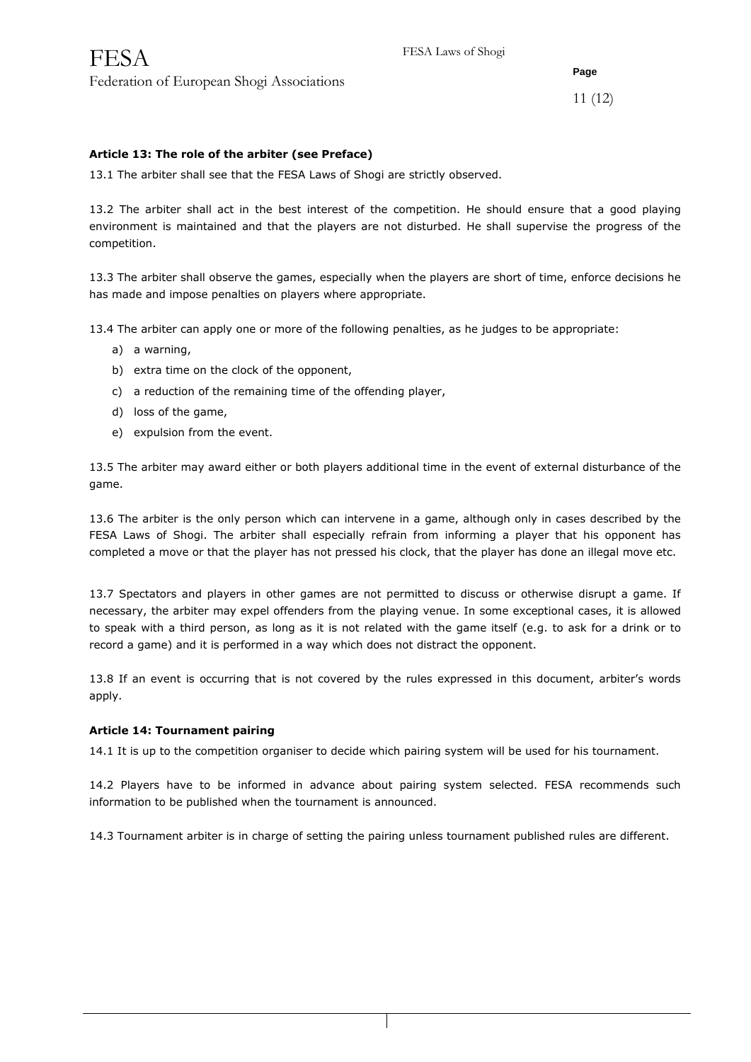**Article 13: The role of the arbiter (see Preface)**

13.1 The arbiter shall see that the FESA Laws of Shogi are strictly observed.

13.2 The arbiter shall act in the best interest of the competition. He should ensure that a good playing environment is maintained and that the players are not disturbed. He shall supervise the progress of the competition.

13.3 The arbiter shall observe the games, especially when the players are short of time, enforce decisions he has made and impose penalties on players where appropriate.

13.4 The arbiter can apply one or more of the following penalties, as he judges to be appropriate:

a) a warning,
b) extra time on the clock of the opponent,
c) a reduction of the remaining time of the offending player,
d) loss of the game,
e) expulsion from the event.

13.5 The arbiter may award either or both players additional time in the event of external disturbance of the game.

13.6 The arbiter is the only person which can intervene in a game, although only in cases described by the FESA Laws of Shogi. The arbiter shall especially refrain from informing a player that his opponent has completed a move or that the player has not pressed his clock, that the player has done an illegal move etc.

13.7 Spectators and players in other games are not permitted to discuss or otherwise disrupt a game. If necessary, the arbiter may expel offenders from the playing venue. In some exceptional cases, it is allowed to speak with a third person, as long as it is not related with the game itself (e.g. to ask for a drink or to record a game) and it is performed in a way which does not distract the opponent.

13.8 If an event is occurring that is not covered by the rules expressed in this document, arbiter's words apply.

**Article 14: Tournament pairing**

14.1 It is up to the competition organiser to decide which pairing system will be used for his tournament.

14.2 Players have to be informed in advance about pairing system selected. FESA recommends such information to be published when the tournament is announced.

14.3 Tournament arbiter is in charge of setting the pairing unless tournament published rules are different.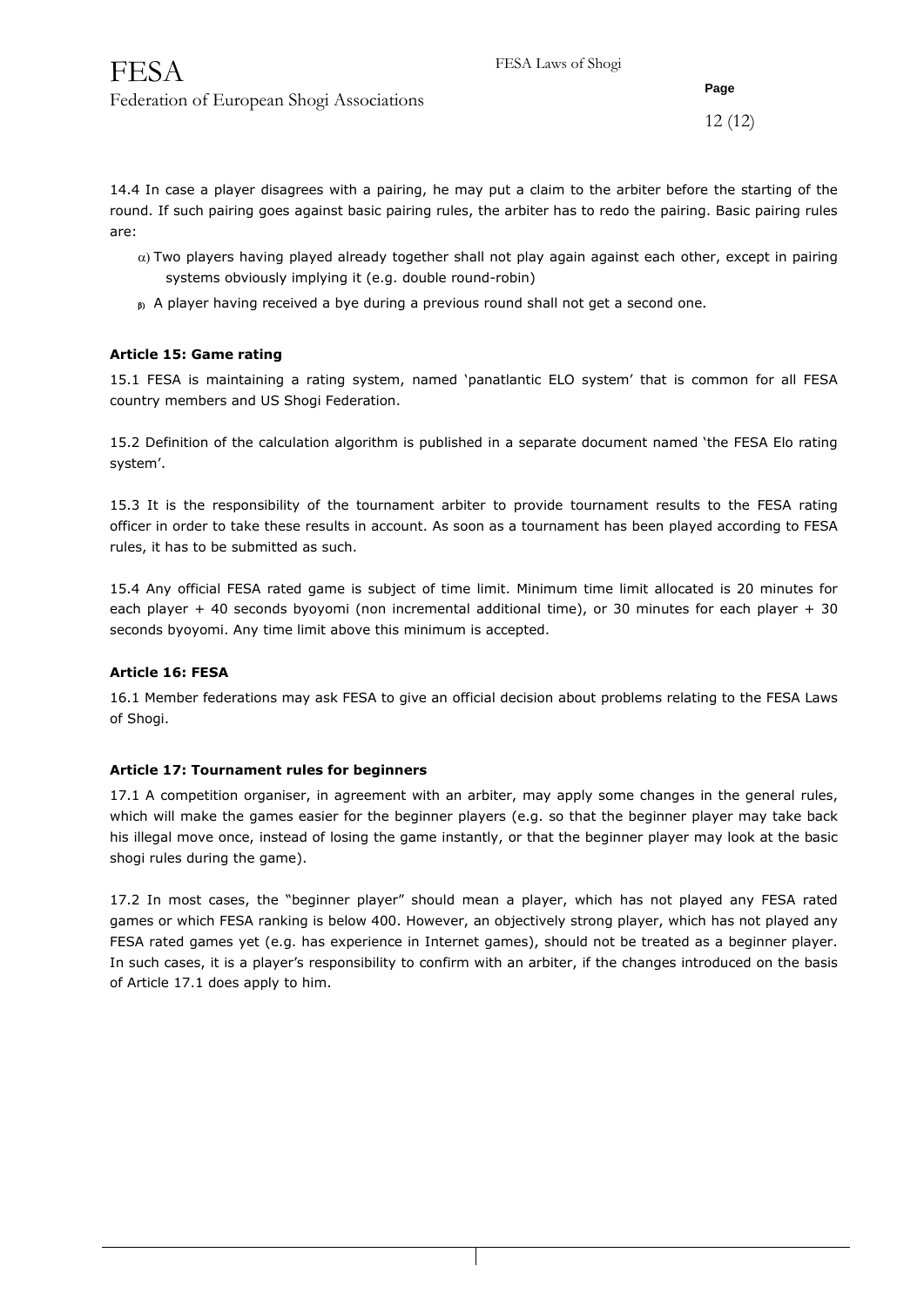14.4 In case a player disagrees with a pairing, he may put a claim to the arbiter before the starting of the round. If such pairing goes against basic pairing rules, the arbiter has to redo the pairing. Basic pairing rules are:

- α) Two players having played already together shall not play again against each other, except in pairing systems obviously implying it (e.g. double round-robin)
- β) A player having received a bye during a previous round shall not get a second one.

**Article 15: Game rating**

15.1 FESA is maintaining a rating system, named 'panatlantic ELO system' that is common for all FESA country members and US Shogi Federation.

15.2 Definition of the calculation algorithm is published in a separate document named 'the FESA Elo rating system'.

15.3 It is the responsibility of the tournament arbiter to provide tournament results to the FESA rating officer in order to take these results in account. As soon as a tournament has been played according to FESA rules, it has to be submitted as such.

15.4 Any official FESA rated game is subject of time limit. Minimum time limit allocated is 20 minutes for each player + 40 seconds byoyomi (non incremental additional time), or 30 minutes for each player + 30 seconds byoyomi. Any time limit above this minimum is accepted.

**Article 16: FESA**

16.1 Member federations may ask FESA to give an official decision about problems relating to the FESA Laws of Shogi.

**Article 17: Tournament rules for beginners**

17.1 A competition organiser, in agreement with an arbiter, may apply some changes in the general rules, which will make the games easier for the beginner players (e.g. so that the beginner player may take back his illegal move once, instead of losing the game instantly, or that the beginner player may look at the basic shogi rules during the game).

17.2 In most cases, the "beginner player" should mean a player, which has not played any FESA rated games or which FESA ranking is below 400. However, an objectively strong player, which has not played any FESA rated games yet (e.g. has experience in Internet games), should not be treated as a beginner player. In such cases, it is a player's responsibility to confirm with an arbiter, if the changes introduced on the basis of Article 17.1 does apply to him.